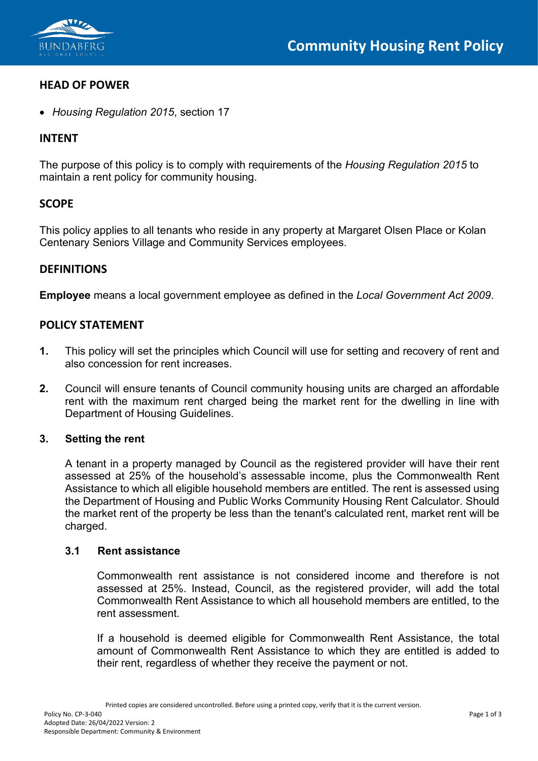# Community Housing Rent Policy

## HEAD OF POWER

- *Housing Regulation 2015*, section 17

## INTENT

The purpose of this policy is to comply with requirements of the *Housing Regulation 2015* to maintain a rent policy for community housing.

## SCOPE

This policy applies to all tenants who reside in any property at Margaret Olsen Place or Kolan Centenary Seniors Village and Community Services employees.

## DEFINITIONS

**Employee** means a local government employee as defined in the *Local Government Act 2009*.

## POLICY STATEMENT

**1.** This policy will set the principles which Council will use for setting and recovery of rent and also concession for rent increases.

**2.** Council will ensure tenants of Council community housing units are charged an affordable rent with the maximum rent charged being the market rent for the dwelling in line with Department of Housing Guidelines.

### 3. Setting the rent

A tenant in a property managed by Council as the registered provider will have their rent assessed at 25% of the household's assessable income, plus the Commonwealth Rent Assistance to which all eligible household members are entitled. The rent is assessed using the Department of Housing and Public Works Community Housing Rent Calculator. Should the market rent of the property be less than the tenant's calculated rent, market rent will be charged.

#### 3.1 Rent assistance

Commonwealth rent assistance is not considered income and therefore is not assessed at 25%. Instead, Council, as the registered provider, will add the total Commonwealth Rent Assistance to which all household members are entitled, to the rent assessment.

If a household is deemed eligible for Commonwealth Rent Assistance, the total amount of Commonwealth Rent Assistance to which they are entitled is added to their rent, regardless of whether they receive the payment or not.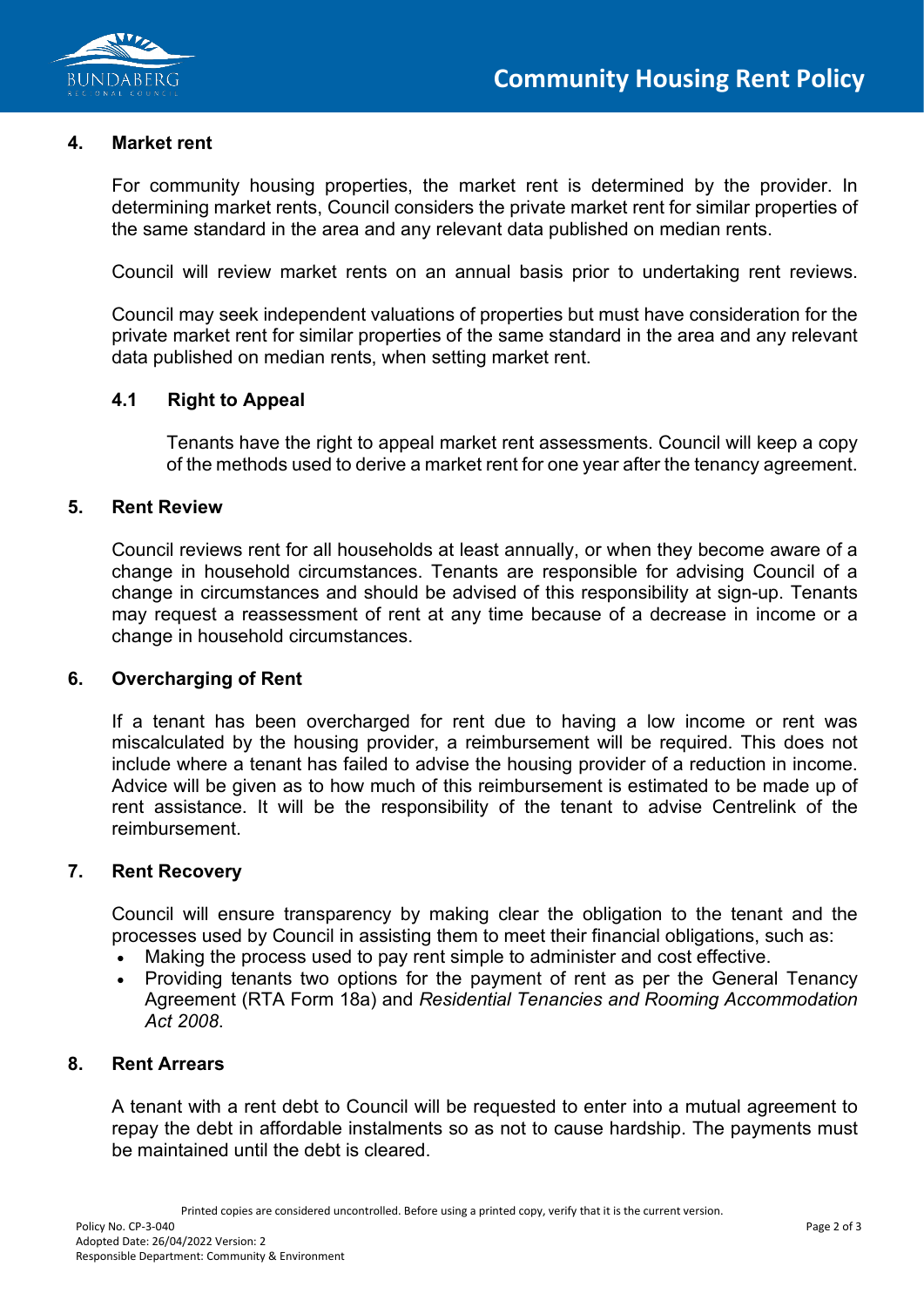## 4. Market rent

For community housing properties, the market rent is determined by the provider. In determining market rents, Council considers the private market rent for similar properties of the same standard in the area and any relevant data published on median rents.

Council will review market rents on an annual basis prior to undertaking rent reviews.

Council may seek independent valuations of properties but must have consideration for the private market rent for similar properties of the same standard in the area and any relevant data published on median rents, when setting market rent.

### 4.1 Right to Appeal

Tenants have the right to appeal market rent assessments. Council will keep a copy of the methods used to derive a market rent for one year after the tenancy agreement.

## 5. Rent Review

Council reviews rent for all households at least annually, or when they become aware of a change in household circumstances. Tenants are responsible for advising Council of a change in circumstances and should be advised of this responsibility at sign-up. Tenants may request a reassessment of rent at any time because of a decrease in income or a change in household circumstances.

## 6. Overcharging of Rent

If a tenant has been overcharged for rent due to having a low income or rent was miscalculated by the housing provider, a reimbursement will be required. This does not include where a tenant has failed to advise the housing provider of a reduction in income. Advice will be given as to how much of this reimbursement is estimated to be made up of rent assistance. It will be the responsibility of the tenant to advise Centrelink of the reimbursement.

## 7. Rent Recovery

Council will ensure transparency by making clear the obligation to the tenant and the processes used by Council in assisting them to meet their financial obligations, such as:

- Making the process used to pay rent simple to administer and cost effective.
- Providing tenants two options for the payment of rent as per the General Tenancy Agreement (RTA Form 18a) and *Residential Tenancies and Rooming Accommodation Act 2008*.

## 8. Rent Arrears

A tenant with a rent debt to Council will be requested to enter into a mutual agreement to repay the debt in affordable instalments so as not to cause hardship. The payments must be maintained until the debt is cleared.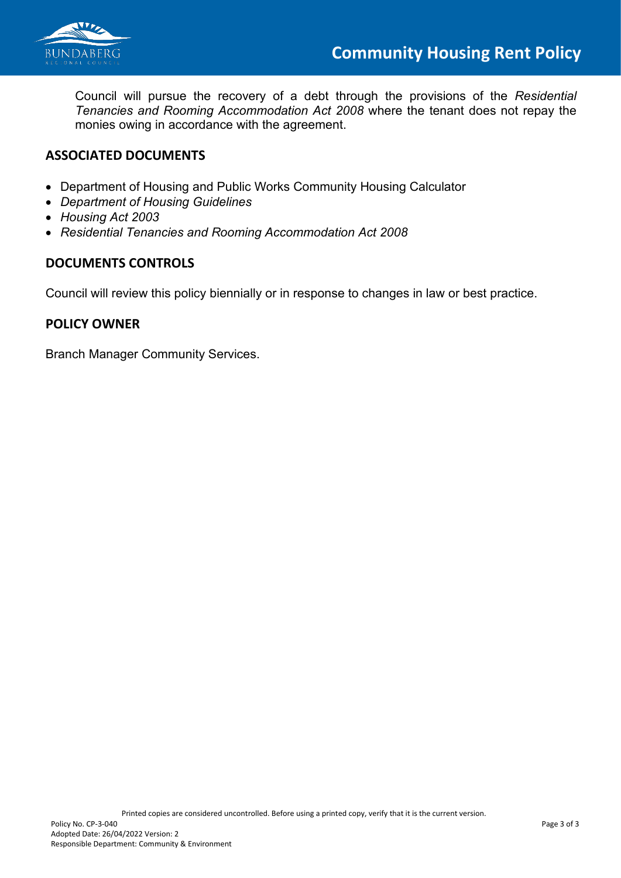Council will pursue the recovery of a debt through the provisions of the *Residential Tenancies and Rooming Accommodation Act 2008* where the tenant does not repay the monies owing in accordance with the agreement.

## ASSOCIATED DOCUMENTS

- Department of Housing and Public Works Community Housing Calculator
- *Department of Housing Guidelines*
- *Housing Act 2003*
- *Residential Tenancies and Rooming Accommodation Act 2008*

## DOCUMENTS CONTROLS

Council will review this policy biennially or in response to changes in law or best practice.

## POLICY OWNER

Branch Manager Community Services.